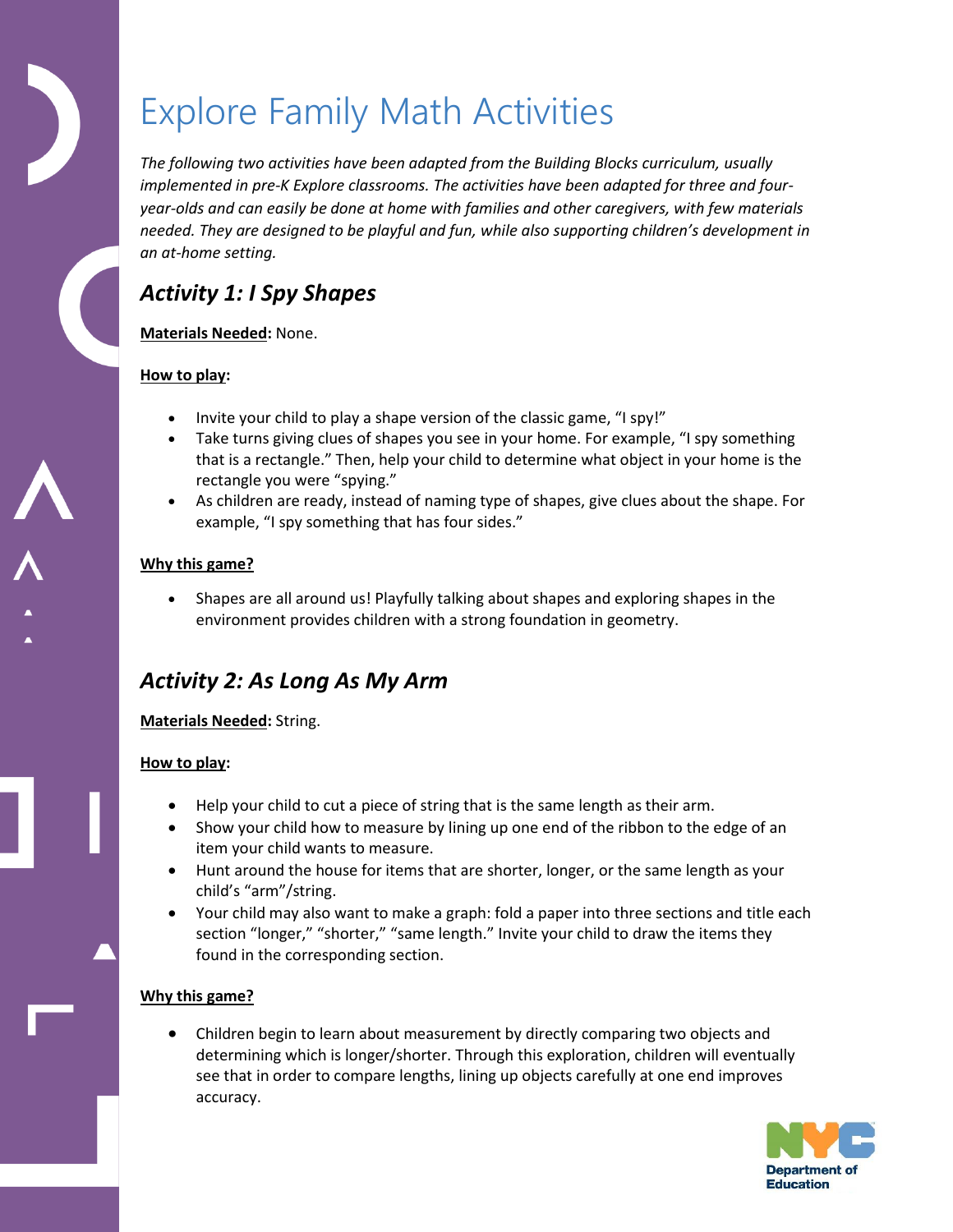# Explore Family Math Activities

*The following two activities have been adapted from the Building Blocks curriculum, usually implemented in pre-K Explore classrooms. The activities have been adapted for three and four-year-olds and can easily be done at home with families and other caregivers, with few materials needed. They are designed to be playful and fun, while also supporting children's development in an at-home setting.*

## *Activity 1: I Spy Shapes*

**Materials Needed:** None.

**How to play:**

- Invite your child to play a shape version of the classic game, "I spy!"
- Take turns giving clues of shapes you see in your home. For example, "I spy something that is a rectangle." Then, help your child to determine what object in your home is the rectangle you were "spying."
- As children are ready, instead of naming type of shapes, give clues about the shape. For example, "I spy something that has four sides."

**Why this game?**

- Shapes are all around us! Playfully talking about shapes and exploring shapes in the environment provides children with a strong foundation in geometry.

## *Activity 2: As Long As My Arm*

**Materials Needed:** String.

**How to play:**

- Help your child to cut a piece of string that is the same length as their arm.
- Show your child how to measure by lining up one end of the ribbon to the edge of an item your child wants to measure.
- Hunt around the house for items that are shorter, longer, or the same length as your child's "arm"/string.
- Your child may also want to make a graph: fold a paper into three sections and title each section "longer," "shorter," "same length." Invite your child to draw the items they found in the corresponding section.

**Why this game?**

- Children begin to learn about measurement by directly comparing two objects and determining which is longer/shorter. Through this exploration, children will eventually see that in order to compare lengths, lining up objects carefully at one end improves accuracy.

NYC Department of Education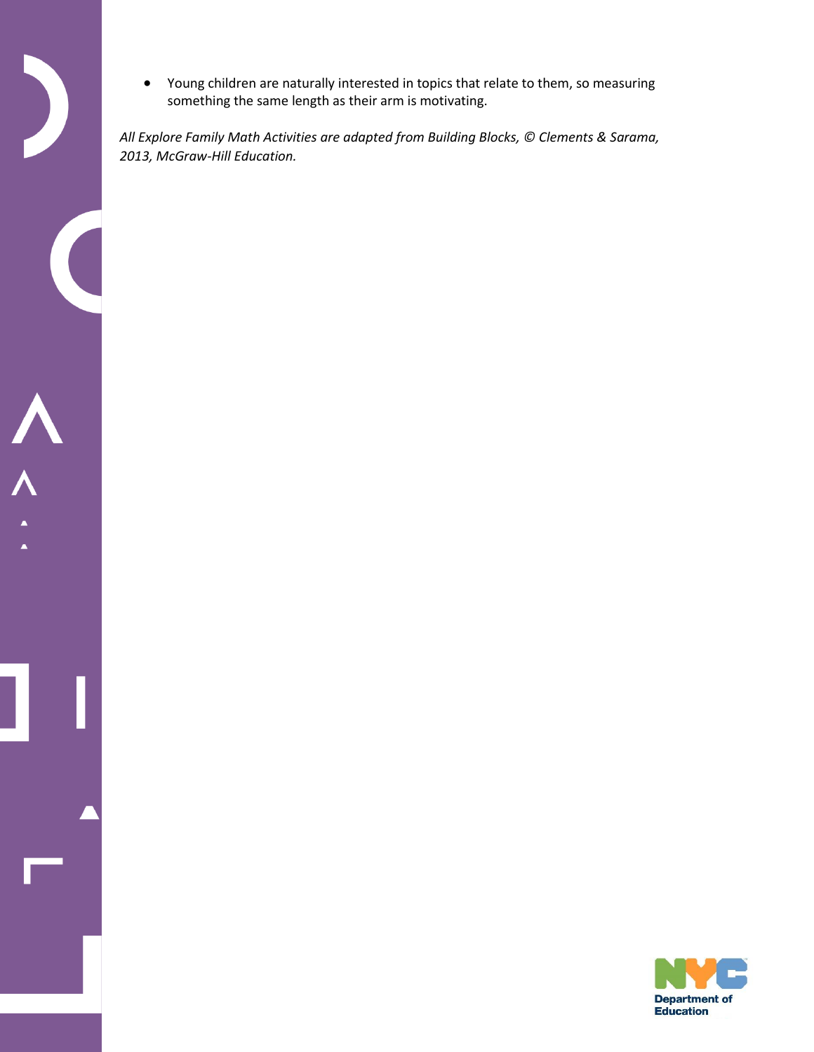- Young children are naturally interested in topics that relate to them, so measuring something the same length as their arm is motivating.

*All Explore Family Math Activities are adapted from Building Blocks, © Clements & Sarama, 2013, McGraw-Hill Education.*